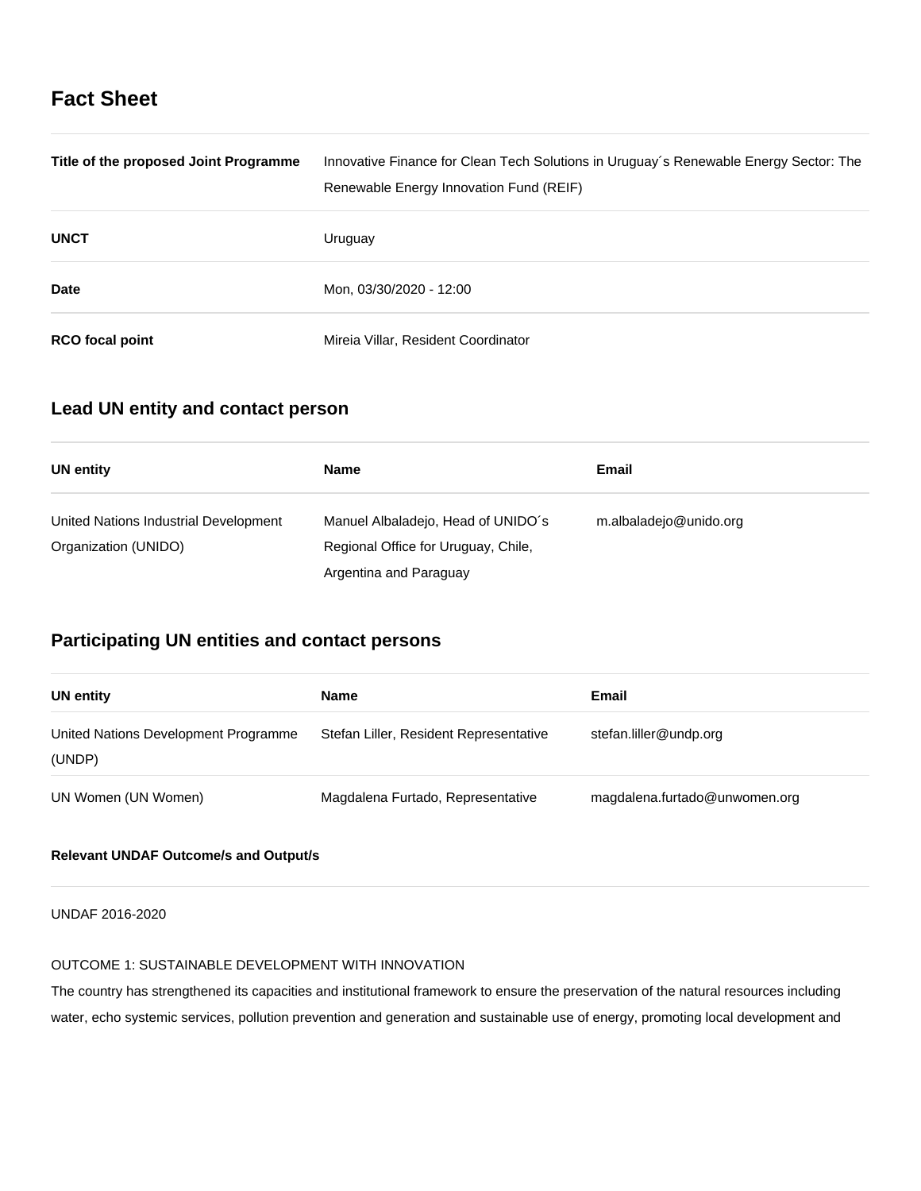## Fact Sheet

| | |
|---|---|
| **Title of the proposed Joint Programme** | Innovative Finance for Clean Tech Solutions in Uruguay´s Renewable Energy Sector: The Renewable Energy Innovation Fund (REIF) |
| **UNCT** | Uruguay |
| **Date** | Mon, 03/30/2020 - 12:00 |
| **RCO focal point** | Mireia Villar, Resident Coordinator |

## Lead UN entity and contact person

| UN entity | Name | Email |
|---|---|---|
| United Nations Industrial Development Organization (UNIDO) | Manuel Albaladejo, Head of UNIDO´s Regional Office for Uruguay, Chile, Argentina and Paraguay | m.albaladejo@unido.org |

## Participating UN entities and contact persons

| UN entity | Name | Email |
|---|---|---|
| United Nations Development Programme (UNDP) | Stefan Liller, Resident Representative | stefan.liller@undp.org |
| UN Women (UN Women) | Magdalena Furtado, Representative | magdalena.furtado@unwomen.org |

**Relevant UNDAF Outcome/s and Output/s**

UNDAF 2016-2020

OUTCOME 1: SUSTAINABLE DEVELOPMENT WITH INNOVATION

The country has strengthened its capacities and institutional framework to ensure the preservation of the natural resources including water, echo systemic services, pollution prevention and generation and sustainable use of energy, promoting local development and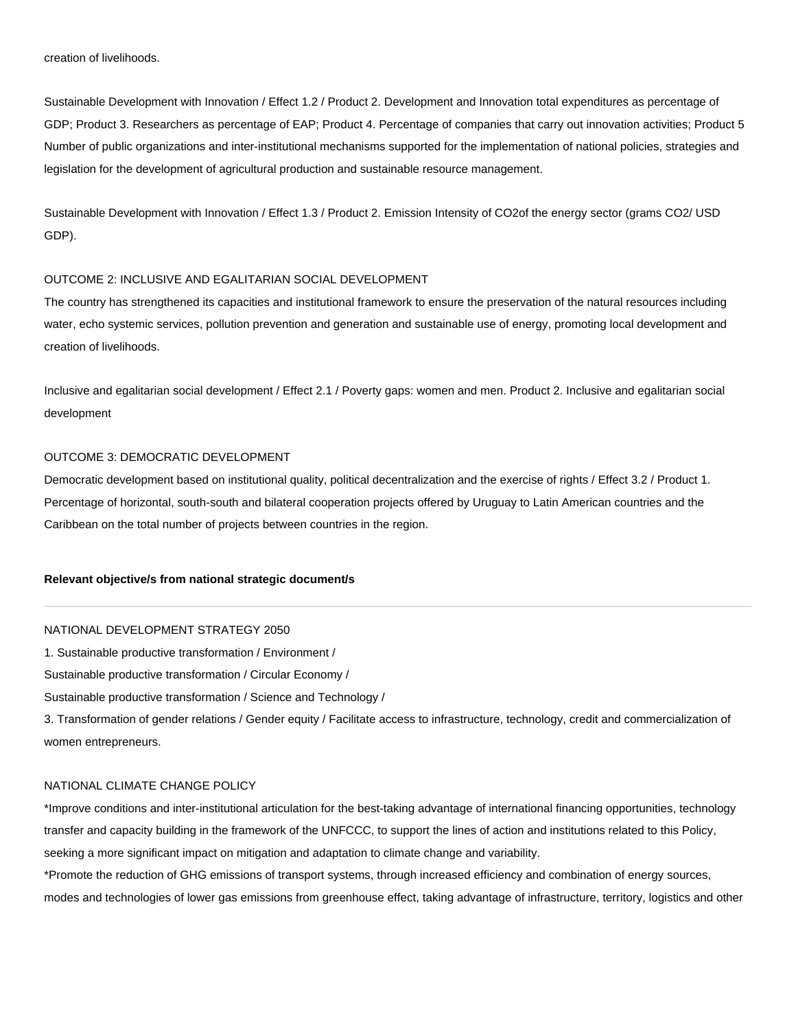creation of livelihoods.

Sustainable Development with Innovation / Effect 1.2 / Product 2. Development and Innovation total expenditures as percentage of GDP; Product 3. Researchers as percentage of EAP; Product 4. Percentage of companies that carry out innovation activities; Product 5 Number of public organizations and inter-institutional mechanisms supported for the implementation of national policies, strategies and legislation for the development of agricultural production and sustainable resource management.

Sustainable Development with Innovation / Effect 1.3 / Product 2. Emission Intensity of CO2of the energy sector (grams CO2/ USD GDP).

OUTCOME 2: INCLUSIVE AND EGALITARIAN SOCIAL DEVELOPMENT
The country has strengthened its capacities and institutional framework to ensure the preservation of the natural resources including water, echo systemic services, pollution prevention and generation and sustainable use of energy, promoting local development and creation of livelihoods.

Inclusive and egalitarian social development / Effect 2.1 / Poverty gaps: women and men. Product 2. Inclusive and egalitarian social development

OUTCOME 3: DEMOCRATIC DEVELOPMENT
Democratic development based on institutional quality, political decentralization and the exercise of rights / Effect 3.2 / Product 1. Percentage of horizontal, south-south and bilateral cooperation projects offered by Uruguay to Latin American countries and the Caribbean on the total number of projects between countries in the region.

**Relevant objective/s from national strategic document/s**

---

NATIONAL DEVELOPMENT STRATEGY 2050
1. Sustainable productive transformation / Environment /
Sustainable productive transformation / Circular Economy /
Sustainable productive transformation / Science and Technology /
3. Transformation of gender relations / Gender equity / Facilitate access to infrastructure, technology, credit and commercialization of women entrepreneurs.

NATIONAL CLIMATE CHANGE POLICY
*Improve conditions and inter-institutional articulation for the best-taking advantage of international financing opportunities, technology transfer and capacity building in the framework of the UNFCCC, to support the lines of action and institutions related to this Policy, seeking a more significant impact on mitigation and adaptation to climate change and variability.
*Promote the reduction of GHG emissions of transport systems, through increased efficiency and combination of energy sources, modes and technologies of lower gas emissions from greenhouse effect, taking advantage of infrastructure, territory, logistics and other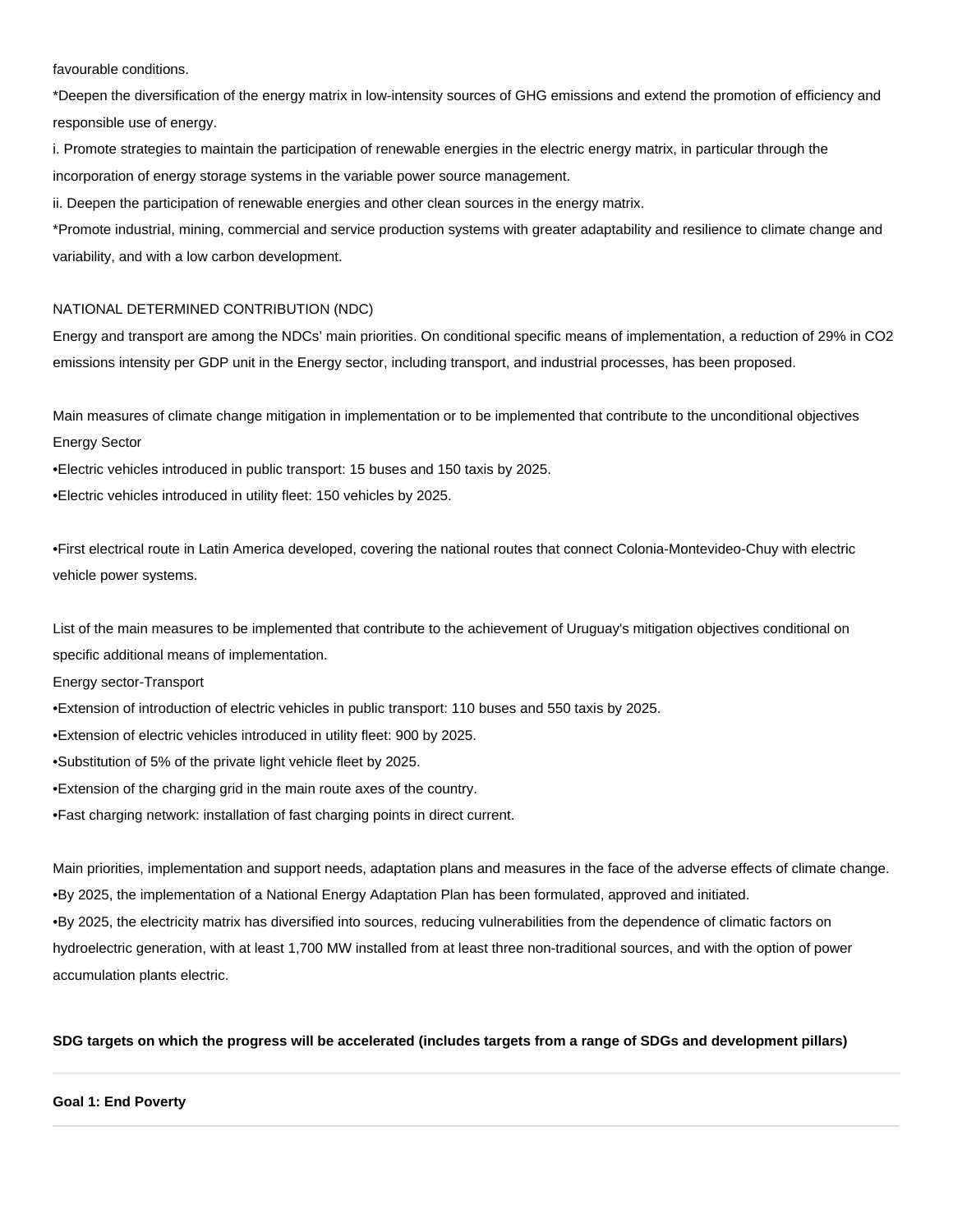favourable conditions.

*Deepen the diversification of the energy matrix in low-intensity sources of GHG emissions and extend the promotion of efficiency and responsible use of energy.

i. Promote strategies to maintain the participation of renewable energies in the electric energy matrix, in particular through the incorporation of energy storage systems in the variable power source management.

ii. Deepen the participation of renewable energies and other clean sources in the energy matrix.

*Promote industrial, mining, commercial and service production systems with greater adaptability and resilience to climate change and variability, and with a low carbon development.

NATIONAL DETERMINED CONTRIBUTION (NDC)

Energy and transport are among the NDCs' main priorities. On conditional specific means of implementation, a reduction of 29% in CO2 emissions intensity per GDP unit in the Energy sector, including transport, and industrial processes, has been proposed.

Main measures of climate change mitigation in implementation or to be implemented that contribute to the unconditional objectives

Energy Sector

•Electric vehicles introduced in public transport: 15 buses and 150 taxis by 2025.

•Electric vehicles introduced in utility fleet: 150 vehicles by 2025.

•First electrical route in Latin America developed, covering the national routes that connect Colonia-Montevideo-Chuy with electric vehicle power systems.

List of the main measures to be implemented that contribute to the achievement of Uruguay's mitigation objectives conditional on specific additional means of implementation.

Energy sector-Transport

•Extension of introduction of electric vehicles in public transport: 110 buses and 550 taxis by 2025.

•Extension of electric vehicles introduced in utility fleet: 900 by 2025.

•Substitution of 5% of the private light vehicle fleet by 2025.

•Extension of the charging grid in the main route axes of the country.

•Fast charging network: installation of fast charging points in direct current.

Main priorities, implementation and support needs, adaptation plans and measures in the face of the adverse effects of climate change.

•By 2025, the implementation of a National Energy Adaptation Plan has been formulated, approved and initiated.

•By 2025, the electricity matrix has diversified into sources, reducing vulnerabilities from the dependence of climatic factors on hydroelectric generation, with at least 1,700 MW installed from at least three non-traditional sources, and with the option of power accumulation plants electric.

**SDG targets on which the progress will be accelerated (includes targets from a range of SDGs and development pillars)**

---

**Goal 1: End Poverty**

---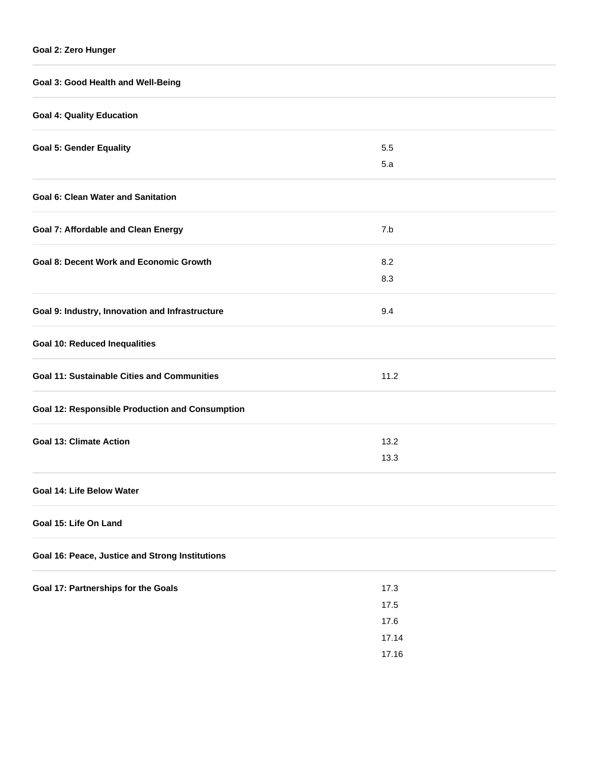| | |
|---|---|
| **Goal 2: Zero Hunger** | |
| **Goal 3: Good Health and Well-Being** | |
| **Goal 4: Quality Education** | |
| **Goal 5: Gender Equality** | 5.5<br>5.a |
| **Goal 6: Clean Water and Sanitation** | |
| **Goal 7: Affordable and Clean Energy** | 7.b |
| **Goal 8: Decent Work and Economic Growth** | 8.2<br>8.3 |
| **Goal 9: Industry, Innovation and Infrastructure** | 9.4 |
| **Goal 10: Reduced Inequalities** | |
| **Goal 11: Sustainable Cities and Communities** | 11.2 |
| **Goal 12: Responsible Production and Consumption** | |
| **Goal 13: Climate Action** | 13.2<br>13.3 |
| **Goal 14: Life Below Water** | |
| **Goal 15: Life On Land** | |
| **Goal 16: Peace, Justice and Strong Institutions** | |
| **Goal 17: Partnerships for the Goals** | 17.3<br>17.5<br>17.6<br>17.14<br>17.16 |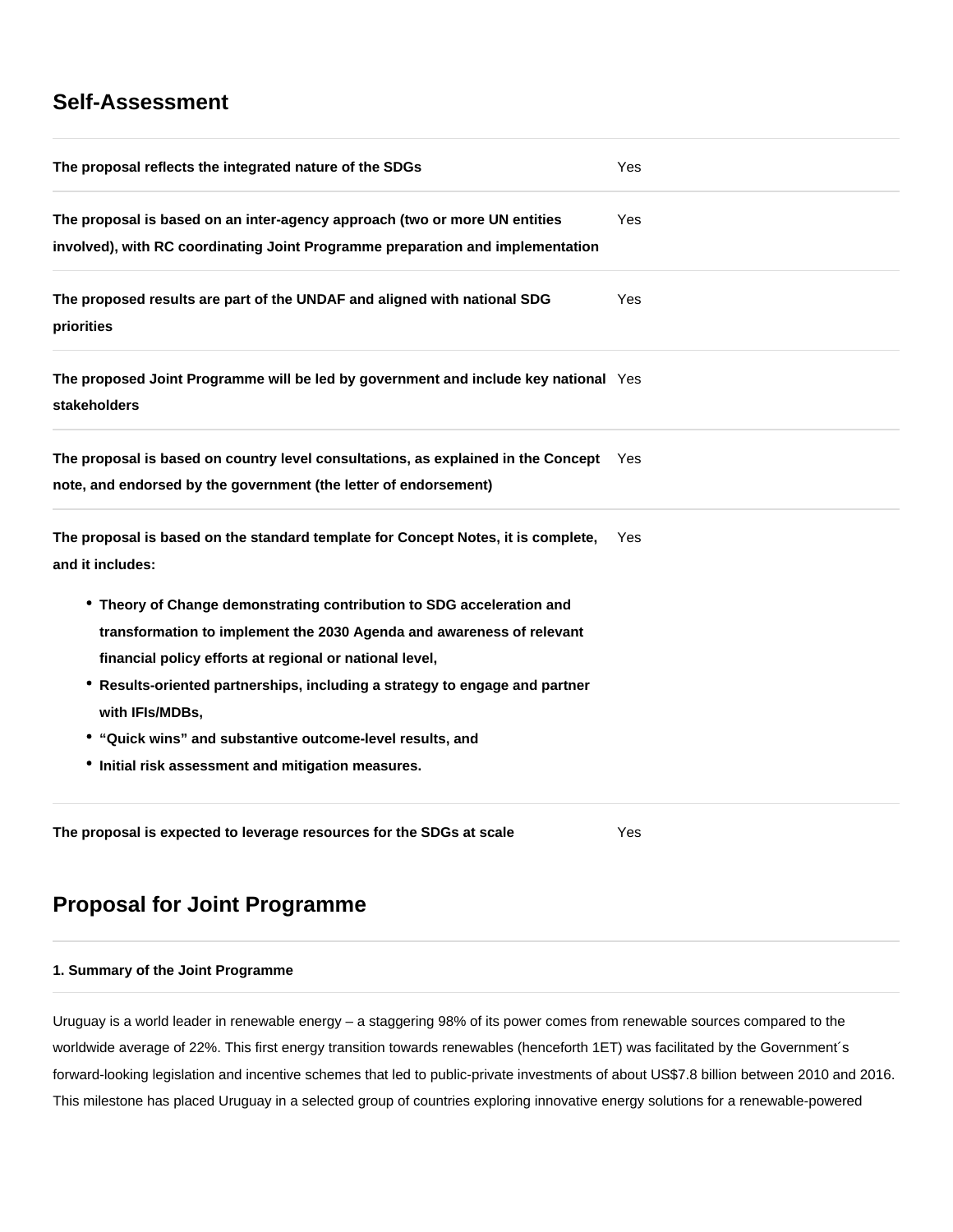## Self-Assessment

| | |
|---|---|
| **The proposal reflects the integrated nature of the SDGs** | Yes |
| **The proposal is based on an inter-agency approach (two or more UN entities involved), with RC coordinating Joint Programme preparation and implementation** | Yes |
| **The proposed results are part of the UNDAF and aligned with national SDG priorities** | Yes |
| **The proposed Joint Programme will be led by government and include key national stakeholders** | Yes |
| **The proposal is based on country level consultations, as explained in the Concept note, and endorsed by the government (the letter of endorsement)** | Yes |
| **The proposal is based on the standard template for Concept Notes, it is complete, and it includes:** <br>• **Theory of Change demonstrating contribution to SDG acceleration and transformation to implement the 2030 Agenda and awareness of relevant financial policy efforts at regional or national level,** <br>• **Results-oriented partnerships, including a strategy to engage and partner with IFIs/MDBs,** <br>• **"Quick wins" and substantive outcome-level results, and** <br>• **Initial risk assessment and mitigation measures.** | Yes |
| **The proposal is expected to leverage resources for the SDGs at scale** | Yes |

## Proposal for Joint Programme

#### 1. Summary of the Joint Programme

Uruguay is a world leader in renewable energy – a staggering 98% of its power comes from renewable sources compared to the worldwide average of 22%. This first energy transition towards renewables (henceforth 1ET) was facilitated by the Government´s forward-looking legislation and incentive schemes that led to public-private investments of about US$7.8 billion between 2010 and 2016. This milestone has placed Uruguay in a selected group of countries exploring innovative energy solutions for a renewable-powered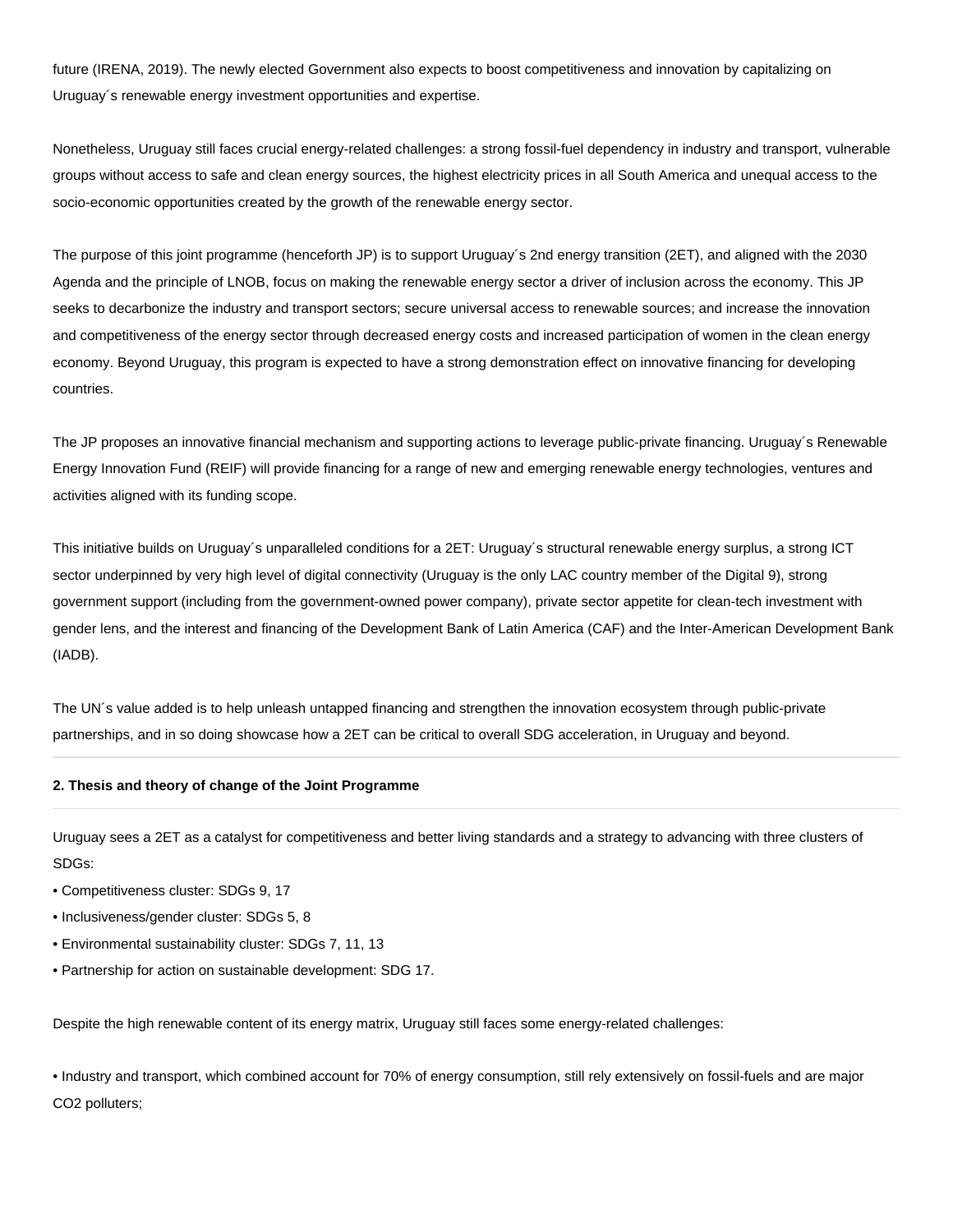future (IRENA, 2019). The newly elected Government also expects to boost competitiveness and innovation by capitalizing on Uruguay´s renewable energy investment opportunities and expertise.

Nonetheless, Uruguay still faces crucial energy-related challenges: a strong fossil-fuel dependency in industry and transport, vulnerable groups without access to safe and clean energy sources, the highest electricity prices in all South America and unequal access to the socio-economic opportunities created by the growth of the renewable energy sector.

The purpose of this joint programme (henceforth JP) is to support Uruguay´s 2nd energy transition (2ET), and aligned with the 2030 Agenda and the principle of LNOB, focus on making the renewable energy sector a driver of inclusion across the economy. This JP seeks to decarbonize the industry and transport sectors; secure universal access to renewable sources; and increase the innovation and competitiveness of the energy sector through decreased energy costs and increased participation of women in the clean energy economy. Beyond Uruguay, this program is expected to have a strong demonstration effect on innovative financing for developing countries.

The JP proposes an innovative financial mechanism and supporting actions to leverage public-private financing. Uruguay´s Renewable Energy Innovation Fund (REIF) will provide financing for a range of new and emerging renewable energy technologies, ventures and activities aligned with its funding scope.

This initiative builds on Uruguay´s unparalleled conditions for a 2ET: Uruguay´s structural renewable energy surplus, a strong ICT sector underpinned by very high level of digital connectivity (Uruguay is the only LAC country member of the Digital 9), strong government support (including from the government-owned power company), private sector appetite for clean-tech investment with gender lens, and the interest and financing of the Development Bank of Latin America (CAF) and the Inter-American Development Bank (IADB).

The UN´s value added is to help unleash untapped financing and strengthen the innovation ecosystem through public-private partnerships, and in so doing showcase how a 2ET can be critical to overall SDG acceleration, in Uruguay and beyond.

---

**2. Thesis and theory of change of the Joint Programme**

---

Uruguay sees a 2ET as a catalyst for competitiveness and better living standards and a strategy to advancing with three clusters of SDGs:

- Competitiveness cluster: SDGs 9, 17
- Inclusiveness/gender cluster: SDGs 5, 8
- Environmental sustainability cluster: SDGs 7, 11, 13
- Partnership for action on sustainable development: SDG 17.

Despite the high renewable content of its energy matrix, Uruguay still faces some energy-related challenges:

- Industry and transport, which combined account for 70% of energy consumption, still rely extensively on fossil-fuels and are major $CO_2$ polluters;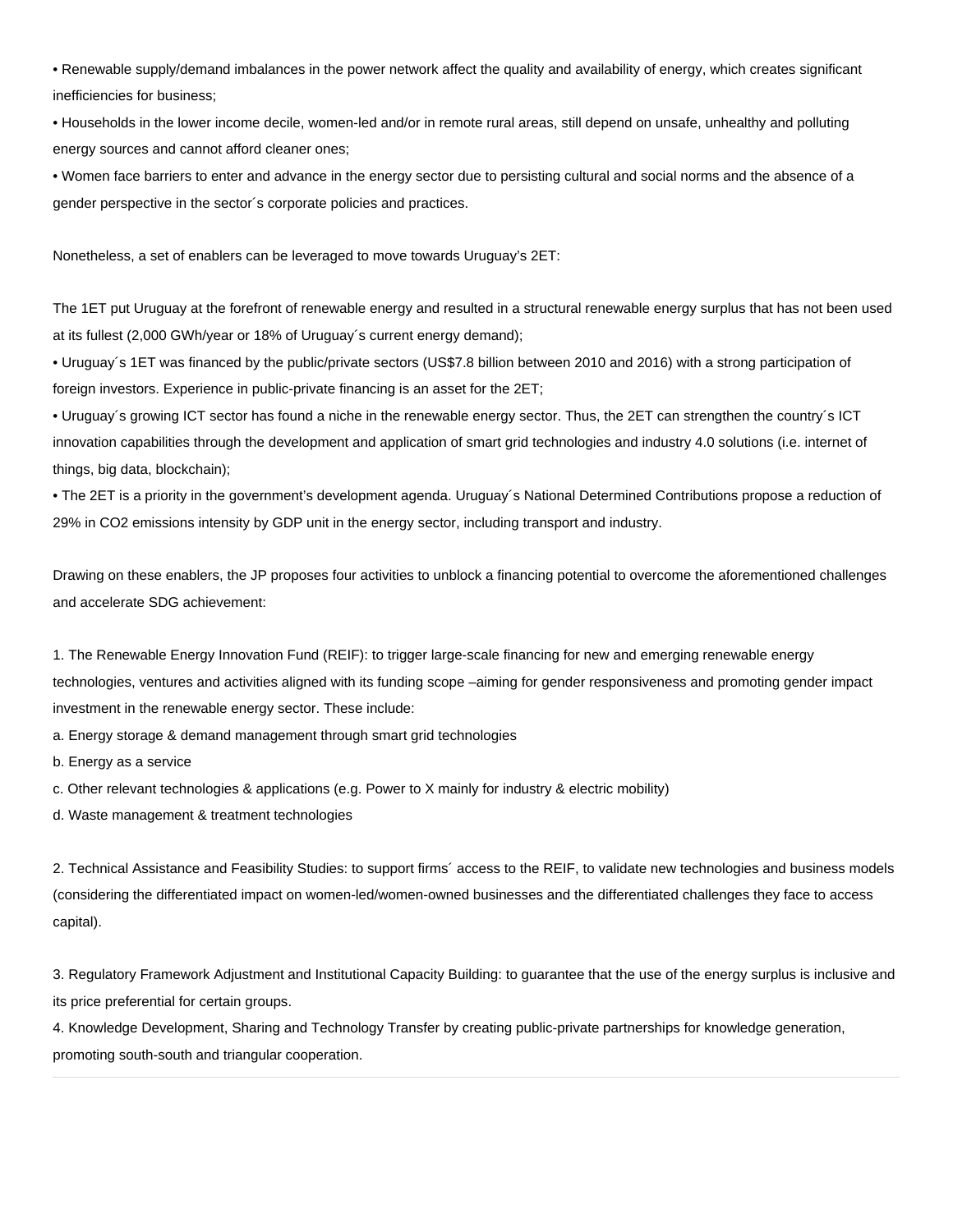• Renewable supply/demand imbalances in the power network affect the quality and availability of energy, which creates significant inefficiencies for business;

• Households in the lower income decile, women-led and/or in remote rural areas, still depend on unsafe, unhealthy and polluting energy sources and cannot afford cleaner ones;

• Women face barriers to enter and advance in the energy sector due to persisting cultural and social norms and the absence of a gender perspective in the sector´s corporate policies and practices.

Nonetheless, a set of enablers can be leveraged to move towards Uruguay's 2ET:

The 1ET put Uruguay at the forefront of renewable energy and resulted in a structural renewable energy surplus that has not been used at its fullest (2,000 GWh/year or 18% of Uruguay´s current energy demand);

• Uruguay´s 1ET was financed by the public/private sectors (US$7.8 billion between 2010 and 2016) with a strong participation of foreign investors. Experience in public-private financing is an asset for the 2ET;

• Uruguay´s growing ICT sector has found a niche in the renewable energy sector. Thus, the 2ET can strengthen the country´s ICT innovation capabilities through the development and application of smart grid technologies and industry 4.0 solutions (i.e. internet of things, big data, blockchain);

• The 2ET is a priority in the government's development agenda. Uruguay´s National Determined Contributions propose a reduction of 29% in $CO_2$ emissions intensity by GDP unit in the energy sector, including transport and industry.

Drawing on these enablers, the JP proposes four activities to unblock a financing potential to overcome the aforementioned challenges and accelerate SDG achievement:

1. The Renewable Energy Innovation Fund (REIF): to trigger large-scale financing for new and emerging renewable energy technologies, ventures and activities aligned with its funding scope –aiming for gender responsiveness and promoting gender impact investment in the renewable energy sector. These include:

a. Energy storage & demand management through smart grid technologies

b. Energy as a service

c. Other relevant technologies & applications (e.g. Power to X mainly for industry & electric mobility)

d. Waste management & treatment technologies

2. Technical Assistance and Feasibility Studies: to support firms´ access to the REIF, to validate new technologies and business models (considering the differentiated impact on women-led/women-owned businesses and the differentiated challenges they face to access capital).

3. Regulatory Framework Adjustment and Institutional Capacity Building: to guarantee that the use of the energy surplus is inclusive and its price preferential for certain groups.

4. Knowledge Development, Sharing and Technology Transfer by creating public-private partnerships for knowledge generation, promoting south-south and triangular cooperation.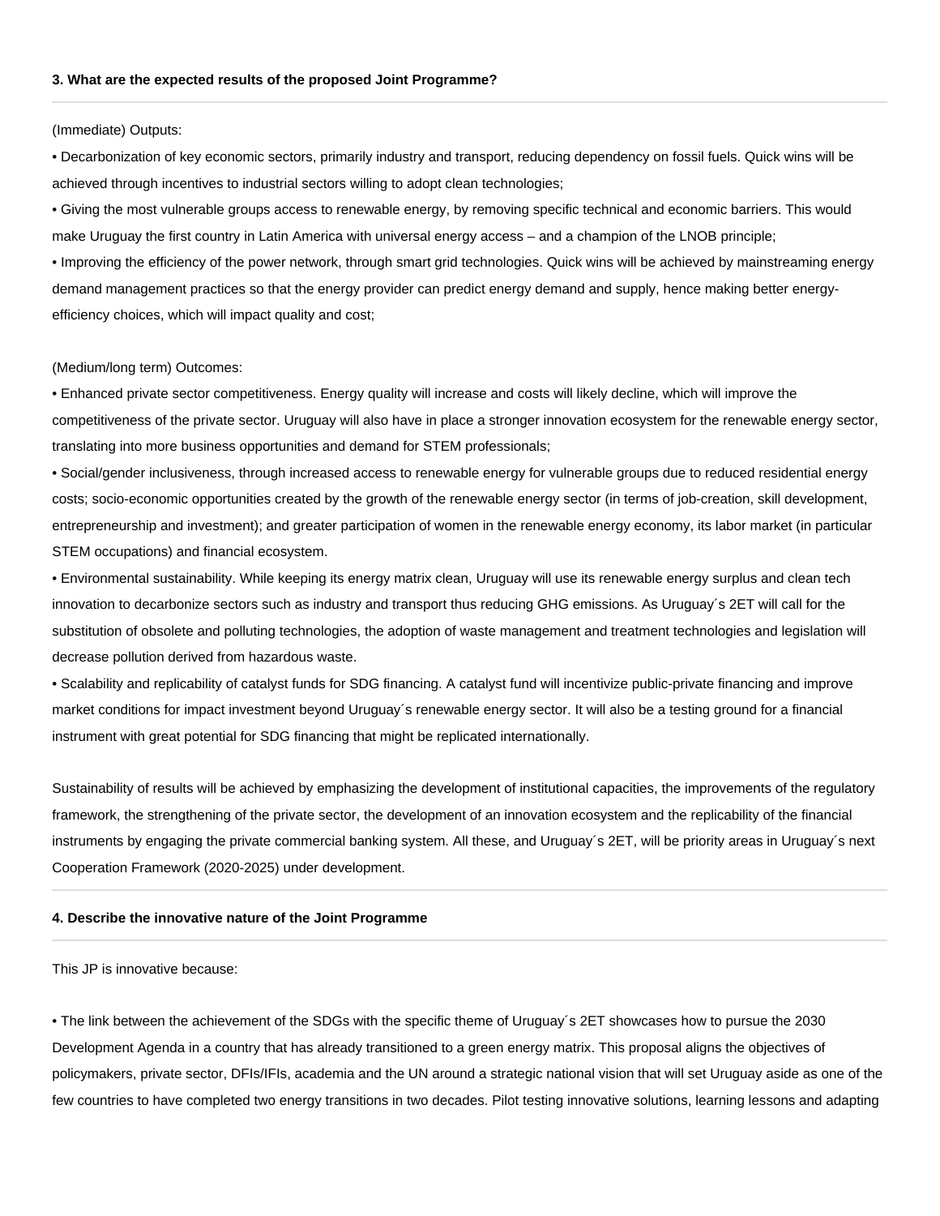### 3. What are the expected results of the proposed Joint Programme?

(Immediate) Outputs:

• Decarbonization of key economic sectors, primarily industry and transport, reducing dependency on fossil fuels. Quick wins will be achieved through incentives to industrial sectors willing to adopt clean technologies;

• Giving the most vulnerable groups access to renewable energy, by removing specific technical and economic barriers. This would make Uruguay the first country in Latin America with universal energy access – and a champion of the LNOB principle;

• Improving the efficiency of the power network, through smart grid technologies. Quick wins will be achieved by mainstreaming energy demand management practices so that the energy provider can predict energy demand and supply, hence making better energy-efficiency choices, which will impact quality and cost;

(Medium/long term) Outcomes:

• Enhanced private sector competitiveness. Energy quality will increase and costs will likely decline, which will improve the competitiveness of the private sector. Uruguay will also have in place a stronger innovation ecosystem for the renewable energy sector, translating into more business opportunities and demand for STEM professionals;

• Social/gender inclusiveness, through increased access to renewable energy for vulnerable groups due to reduced residential energy costs; socio-economic opportunities created by the growth of the renewable energy sector (in terms of job-creation, skill development, entrepreneurship and investment); and greater participation of women in the renewable energy economy, its labor market (in particular STEM occupations) and financial ecosystem.

• Environmental sustainability. While keeping its energy matrix clean, Uruguay will use its renewable energy surplus and clean tech innovation to decarbonize sectors such as industry and transport thus reducing GHG emissions. As Uruguay´s 2ET will call for the substitution of obsolete and polluting technologies, the adoption of waste management and treatment technologies and legislation will decrease pollution derived from hazardous waste.

• Scalability and replicability of catalyst funds for SDG financing. A catalyst fund will incentivize public-private financing and improve market conditions for impact investment beyond Uruguay´s renewable energy sector. It will also be a testing ground for a financial instrument with great potential for SDG financing that might be replicated internationally.

Sustainability of results will be achieved by emphasizing the development of institutional capacities, the improvements of the regulatory framework, the strengthening of the private sector, the development of an innovation ecosystem and the replicability of the financial instruments by engaging the private commercial banking system. All these, and Uruguay´s 2ET, will be priority areas in Uruguay´s next Cooperation Framework (2020-2025) under development.

### 4. Describe the innovative nature of the Joint Programme

This JP is innovative because:

• The link between the achievement of the SDGs with the specific theme of Uruguay´s 2ET showcases how to pursue the 2030 Development Agenda in a country that has already transitioned to a green energy matrix. This proposal aligns the objectives of policymakers, private sector, DFIs/IFIs, academia and the UN around a strategic national vision that will set Uruguay aside as one of the few countries to have completed two energy transitions in two decades. Pilot testing innovative solutions, learning lessons and adapting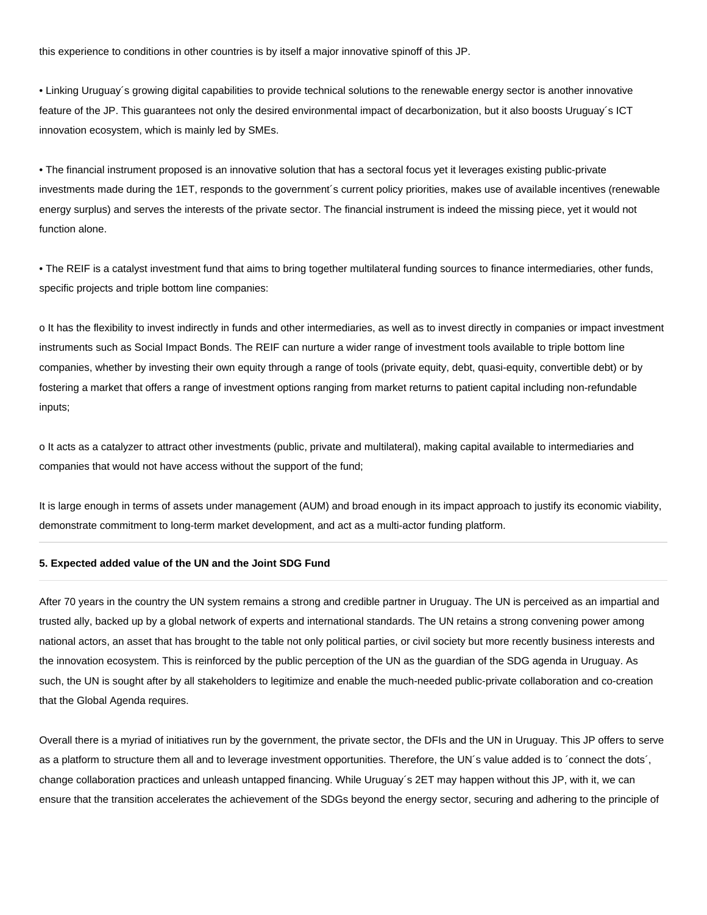this experience to conditions in other countries is by itself a major innovative spinoff of this JP.

• Linking Uruguay´s growing digital capabilities to provide technical solutions to the renewable energy sector is another innovative feature of the JP. This guarantees not only the desired environmental impact of decarbonization, but it also boosts Uruguay´s ICT innovation ecosystem, which is mainly led by SMEs.

• The financial instrument proposed is an innovative solution that has a sectoral focus yet it leverages existing public-private investments made during the 1ET, responds to the government´s current policy priorities, makes use of available incentives (renewable energy surplus) and serves the interests of the private sector. The financial instrument is indeed the missing piece, yet it would not function alone.

• The REIF is a catalyst investment fund that aims to bring together multilateral funding sources to finance intermediaries, other funds, specific projects and triple bottom line companies:

o It has the flexibility to invest indirectly in funds and other intermediaries, as well as to invest directly in companies or impact investment instruments such as Social Impact Bonds. The REIF can nurture a wider range of investment tools available to triple bottom line companies, whether by investing their own equity through a range of tools (private equity, debt, quasi-equity, convertible debt) or by fostering a market that offers a range of investment options ranging from market returns to patient capital including non-refundable inputs;

o It acts as a catalyzer to attract other investments (public, private and multilateral), making capital available to intermediaries and companies that would not have access without the support of the fund;

It is large enough in terms of assets under management (AUM) and broad enough in its impact approach to justify its economic viability, demonstrate commitment to long-term market development, and act as a multi-actor funding platform.

---

**5. Expected added value of the UN and the Joint SDG Fund**

---

After 70 years in the country the UN system remains a strong and credible partner in Uruguay. The UN is perceived as an impartial and trusted ally, backed up by a global network of experts and international standards. The UN retains a strong convening power among national actors, an asset that has brought to the table not only political parties, or civil society but more recently business interests and the innovation ecosystem. This is reinforced by the public perception of the UN as the guardian of the SDG agenda in Uruguay. As such, the UN is sought after by all stakeholders to legitimize and enable the much-needed public-private collaboration and co-creation that the Global Agenda requires.

Overall there is a myriad of initiatives run by the government, the private sector, the DFIs and the UN in Uruguay. This JP offers to serve as a platform to structure them all and to leverage investment opportunities. Therefore, the UN´s value added is to ´connect the dots´, change collaboration practices and unleash untapped financing. While Uruguay´s 2ET may happen without this JP, with it, we can ensure that the transition accelerates the achievement of the SDGs beyond the energy sector, securing and adhering to the principle of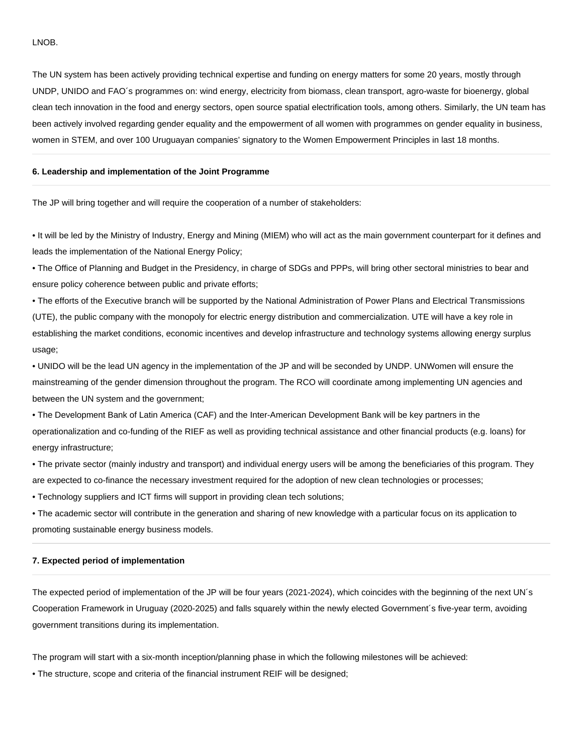LNOB.

The UN system has been actively providing technical expertise and funding on energy matters for some 20 years, mostly through UNDP, UNIDO and FAO´s programmes on: wind energy, electricity from biomass, clean transport, agro-waste for bioenergy, global clean tech innovation in the food and energy sectors, open source spatial electrification tools, among others. Similarly, the UN team has been actively involved regarding gender equality and the empowerment of all women with programmes on gender equality in business, women in STEM, and over 100 Uruguayan companies' signatory to the Women Empowerment Principles in last 18 months.

**6. Leadership and implementation of the Joint Programme**

The JP will bring together and will require the cooperation of a number of stakeholders:

• It will be led by the Ministry of Industry, Energy and Mining (MIEM) who will act as the main government counterpart for it defines and leads the implementation of the National Energy Policy;
• The Office of Planning and Budget in the Presidency, in charge of SDGs and PPPs, will bring other sectoral ministries to bear and ensure policy coherence between public and private efforts;
• The efforts of the Executive branch will be supported by the National Administration of Power Plans and Electrical Transmissions (UTE), the public company with the monopoly for electric energy distribution and commercialization. UTE will have a key role in establishing the market conditions, economic incentives and develop infrastructure and technology systems allowing energy surplus usage;
• UNIDO will be the lead UN agency in the implementation of the JP and will be seconded by UNDP. UNWomen will ensure the mainstreaming of the gender dimension throughout the program. The RCO will coordinate among implementing UN agencies and between the UN system and the government;
• The Development Bank of Latin America (CAF) and the Inter-American Development Bank will be key partners in the operationalization and co-funding of the RIEF as well as providing technical assistance and other financial products (e.g. loans) for energy infrastructure;
• The private sector (mainly industry and transport) and individual energy users will be among the beneficiaries of this program. They are expected to co-finance the necessary investment required for the adoption of new clean technologies or processes;
• Technology suppliers and ICT firms will support in providing clean tech solutions;
• The academic sector will contribute in the generation and sharing of new knowledge with a particular focus on its application to promoting sustainable energy business models.

**7. Expected period of implementation**

The expected period of implementation of the JP will be four years (2021-2024), which coincides with the beginning of the next UN´s Cooperation Framework in Uruguay (2020-2025) and falls squarely within the newly elected Government´s five-year term, avoiding government transitions during its implementation.

The program will start with a six-month inception/planning phase in which the following milestones will be achieved:
• The structure, scope and criteria of the financial instrument REIF will be designed;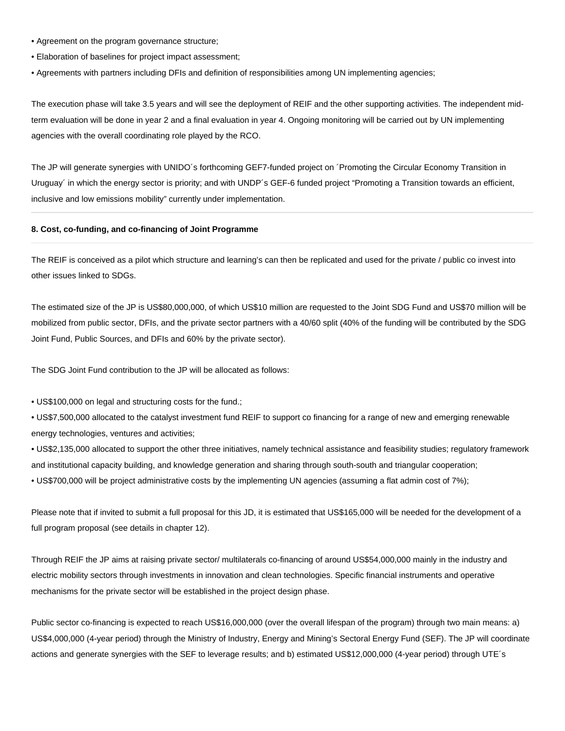• Agreement on the program governance structure;

• Elaboration of baselines for project impact assessment;

• Agreements with partners including DFIs and definition of responsibilities among UN implementing agencies;

The execution phase will take 3.5 years and will see the deployment of REIF and the other supporting activities. The independent mid-term evaluation will be done in year 2 and a final evaluation in year 4. Ongoing monitoring will be carried out by UN implementing agencies with the overall coordinating role played by the RCO.

The JP will generate synergies with UNIDO´s forthcoming GEF7-funded project on ´Promoting the Circular Economy Transition in Uruguay´ in which the energy sector is priority; and with UNDP´s GEF-6 funded project “Promoting a Transition towards an efficient, inclusive and low emissions mobility” currently under implementation.

---

**8. Cost, co-funding, and co-financing of Joint Programme**

---

The REIF is conceived as a pilot which structure and learning's can then be replicated and used for the private / public co invest into other issues linked to SDGs.

The estimated size of the JP is US$80,000,000, of which US$10 million are requested to the Joint SDG Fund and US$70 million will be mobilized from public sector, DFIs, and the private sector partners with a 40/60 split (40% of the funding will be contributed by the SDG Joint Fund, Public Sources, and DFIs and 60% by the private sector).

The SDG Joint Fund contribution to the JP will be allocated as follows:

• US$100,000 on legal and structuring costs for the fund.;

• US$7,500,000 allocated to the catalyst investment fund REIF to support co financing for a range of new and emerging renewable energy technologies, ventures and activities;

• US$2,135,000 allocated to support the other three initiatives, namely technical assistance and feasibility studies; regulatory framework and institutional capacity building, and knowledge generation and sharing through south-south and triangular cooperation;

• US$700,000 will be project administrative costs by the implementing UN agencies (assuming a flat admin cost of 7%);

Please note that if invited to submit a full proposal for this JD, it is estimated that US$165,000 will be needed for the development of a full program proposal (see details in chapter 12).

Through REIF the JP aims at raising private sector/ multilaterals co-financing of around US$54,000,000 mainly in the industry and electric mobility sectors through investments in innovation and clean technologies. Specific financial instruments and operative mechanisms for the private sector will be established in the project design phase.

Public sector co-financing is expected to reach US$16,000,000 (over the overall lifespan of the program) through two main means: a) US$4,000,000 (4-year period) through the Ministry of Industry, Energy and Mining's Sectoral Energy Fund (SEF). The JP will coordinate actions and generate synergies with the SEF to leverage results; and b) estimated US$12,000,000 (4-year period) through UTE´s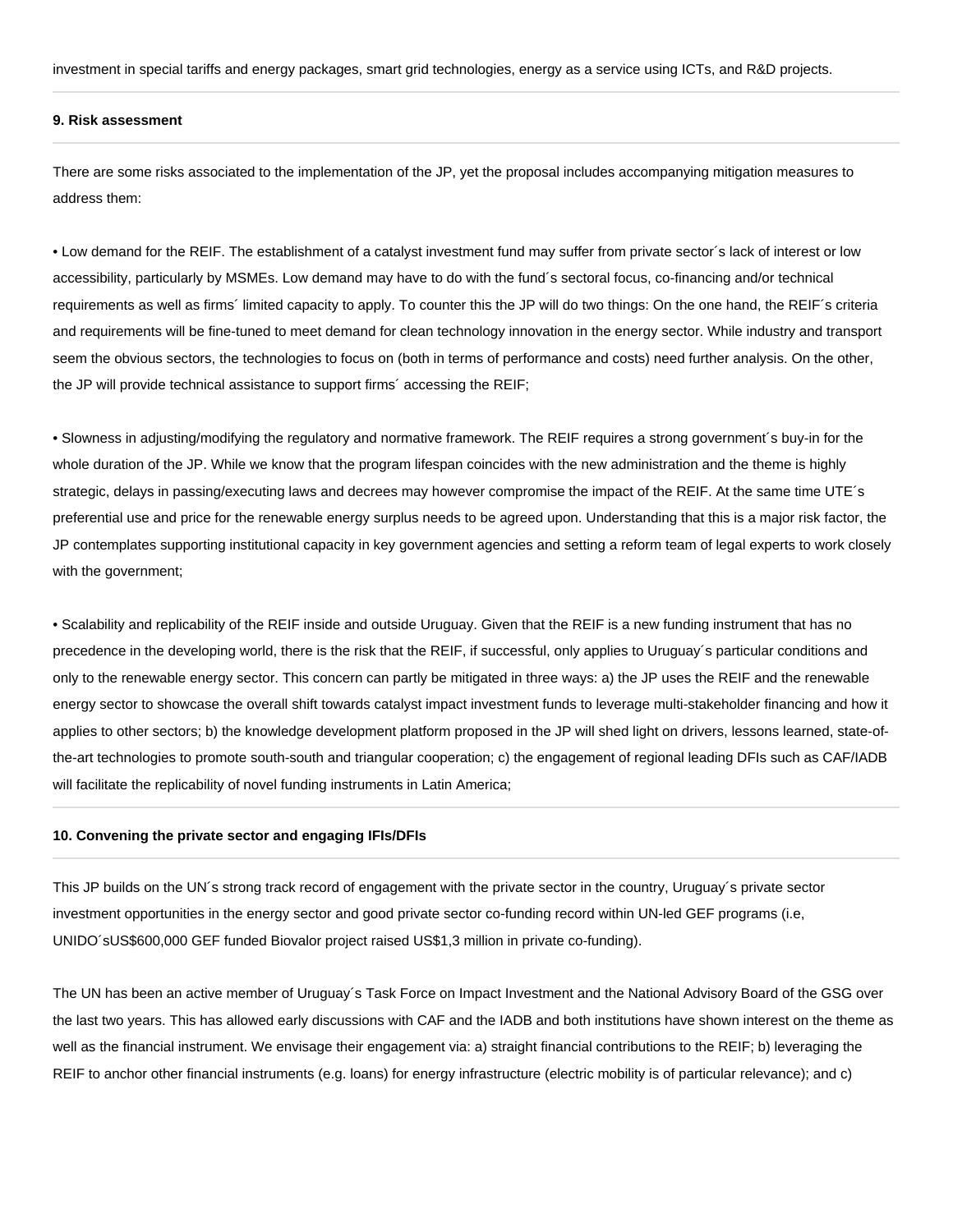investment in special tariffs and energy packages, smart grid technologies, energy as a service using ICTs, and R&D projects.

**9. Risk assessment**

There are some risks associated to the implementation of the JP, yet the proposal includes accompanying mitigation measures to address them:

• Low demand for the REIF. The establishment of a catalyst investment fund may suffer from private sector´s lack of interest or low accessibility, particularly by MSMEs. Low demand may have to do with the fund´s sectoral focus, co-financing and/or technical requirements as well as firms´ limited capacity to apply. To counter this the JP will do two things: On the one hand, the REIF´s criteria and requirements will be fine-tuned to meet demand for clean technology innovation in the energy sector. While industry and transport seem the obvious sectors, the technologies to focus on (both in terms of performance and costs) need further analysis. On the other, the JP will provide technical assistance to support firms´ accessing the REIF;

• Slowness in adjusting/modifying the regulatory and normative framework. The REIF requires a strong government´s buy-in for the whole duration of the JP. While we know that the program lifespan coincides with the new administration and the theme is highly strategic, delays in passing/executing laws and decrees may however compromise the impact of the REIF. At the same time UTE´s preferential use and price for the renewable energy surplus needs to be agreed upon. Understanding that this is a major risk factor, the JP contemplates supporting institutional capacity in key government agencies and setting a reform team of legal experts to work closely with the government;

• Scalability and replicability of the REIF inside and outside Uruguay. Given that the REIF is a new funding instrument that has no precedence in the developing world, there is the risk that the REIF, if successful, only applies to Uruguay´s particular conditions and only to the renewable energy sector. This concern can partly be mitigated in three ways: a) the JP uses the REIF and the renewable energy sector to showcase the overall shift towards catalyst impact investment funds to leverage multi-stakeholder financing and how it applies to other sectors; b) the knowledge development platform proposed in the JP will shed light on drivers, lessons learned, state-of-the-art technologies to promote south-south and triangular cooperation; c) the engagement of regional leading DFIs such as CAF/IADB will facilitate the replicability of novel funding instruments in Latin America;

**10. Convening the private sector and engaging IFIs/DFIs**

This JP builds on the UN´s strong track record of engagement with the private sector in the country, Uruguay´s private sector investment opportunities in the energy sector and good private sector co-funding record within UN-led GEF programs (i.e, UNIDO´sUS$600,000 GEF funded Biovalor project raised US$1,3 million in private co-funding).

The UN has been an active member of Uruguay´s Task Force on Impact Investment and the National Advisory Board of the GSG over the last two years. This has allowed early discussions with CAF and the IADB and both institutions have shown interest on the theme as well as the financial instrument. We envisage their engagement via: a) straight financial contributions to the REIF; b) leveraging the REIF to anchor other financial instruments (e.g. loans) for energy infrastructure (electric mobility is of particular relevance); and c)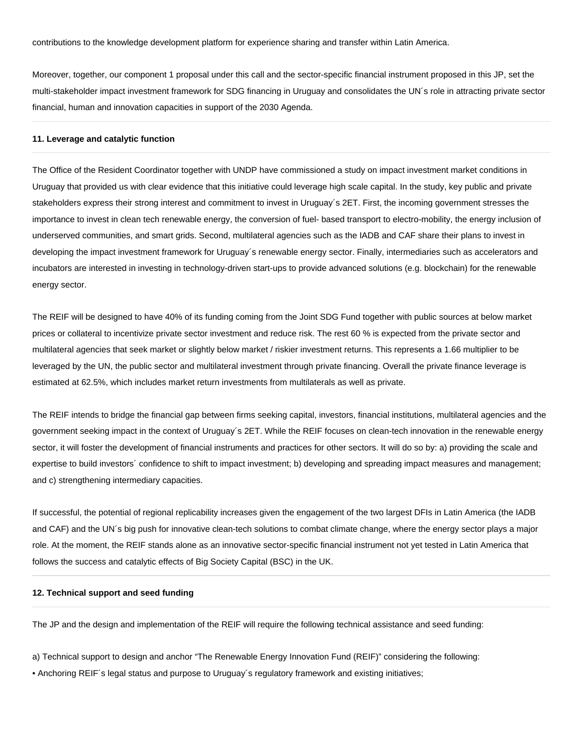contributions to the knowledge development platform for experience sharing and transfer within Latin America.

Moreover, together, our component 1 proposal under this call and the sector-specific financial instrument proposed in this JP, set the multi-stakeholder impact investment framework for SDG financing in Uruguay and consolidates the UN´s role in attracting private sector financial, human and innovation capacities in support of the 2030 Agenda.

---

**11. Leverage and catalytic function**

---

The Office of the Resident Coordinator together with UNDP have commissioned a study on impact investment market conditions in Uruguay that provided us with clear evidence that this initiative could leverage high scale capital. In the study, key public and private stakeholders express their strong interest and commitment to invest in Uruguay´s 2ET. First, the incoming government stresses the importance to invest in clean tech renewable energy, the conversion of fuel- based transport to electro-mobility, the energy inclusion of underserved communities, and smart grids. Second, multilateral agencies such as the IADB and CAF share their plans to invest in developing the impact investment framework for Uruguay´s renewable energy sector. Finally, intermediaries such as accelerators and incubators are interested in investing in technology-driven start-ups to provide advanced solutions (e.g. blockchain) for the renewable energy sector.

The REIF will be designed to have 40% of its funding coming from the Joint SDG Fund together with public sources at below market prices or collateral to incentivize private sector investment and reduce risk. The rest 60 % is expected from the private sector and multilateral agencies that seek market or slightly below market / riskier investment returns. This represents a 1.66 multiplier to be leveraged by the UN, the public sector and multilateral investment through private financing. Overall the private finance leverage is estimated at 62.5%, which includes market return investments from multilaterals as well as private.

The REIF intends to bridge the financial gap between firms seeking capital, investors, financial institutions, multilateral agencies and the government seeking impact in the context of Uruguay´s 2ET. While the REIF focuses on clean-tech innovation in the renewable energy sector, it will foster the development of financial instruments and practices for other sectors. It will do so by: a) providing the scale and expertise to build investors´ confidence to shift to impact investment; b) developing and spreading impact measures and management; and c) strengthening intermediary capacities.

If successful, the potential of regional replicability increases given the engagement of the two largest DFIs in Latin America (the IADB and CAF) and the UN´s big push for innovative clean-tech solutions to combat climate change, where the energy sector plays a major role. At the moment, the REIF stands alone as an innovative sector-specific financial instrument not yet tested in Latin America that follows the success and catalytic effects of Big Society Capital (BSC) in the UK.

---

**12. Technical support and seed funding**

---

The JP and the design and implementation of the REIF will require the following technical assistance and seed funding:

a) Technical support to design and anchor "The Renewable Energy Innovation Fund (REIF)" considering the following:
- Anchoring REIF´s legal status and purpose to Uruguay´s regulatory framework and existing initiatives;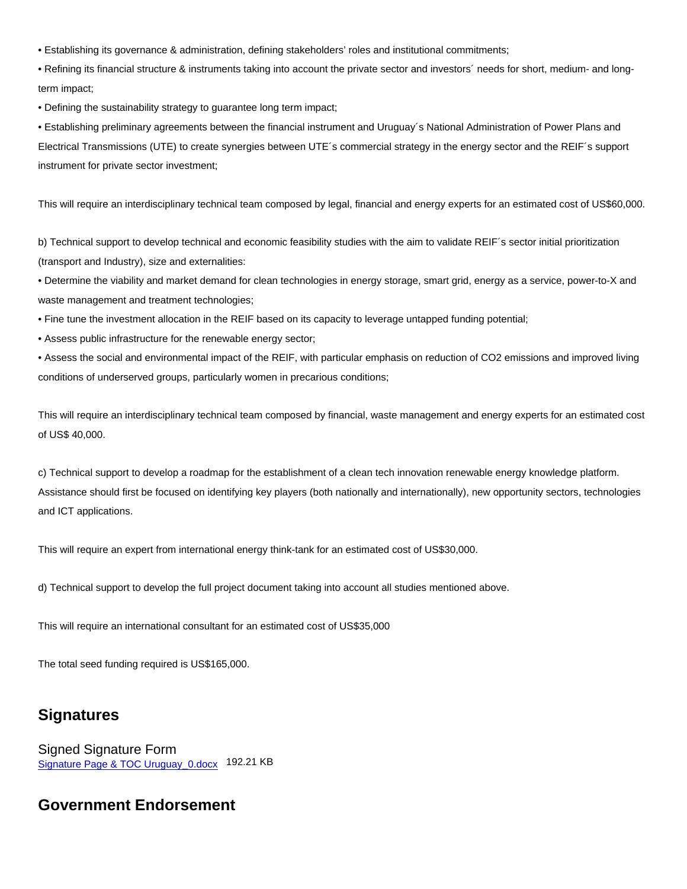• Establishing its governance & administration, defining stakeholders' roles and institutional commitments;

• Refining its financial structure & instruments taking into account the private sector and investors´ needs for short, medium- and long-term impact;

• Defining the sustainability strategy to guarantee long term impact;

• Establishing preliminary agreements between the financial instrument and Uruguay´s National Administration of Power Plans and Electrical Transmissions (UTE) to create synergies between UTE´s commercial strategy in the energy sector and the REIF´s support instrument for private sector investment;

This will require an interdisciplinary technical team composed by legal, financial and energy experts for an estimated cost of US$60,000.

b) Technical support to develop technical and economic feasibility studies with the aim to validate REIF´s sector initial prioritization (transport and Industry), size and externalities:

• Determine the viability and market demand for clean technologies in energy storage, smart grid, energy as a service, power-to-X and waste management and treatment technologies;

• Fine tune the investment allocation in the REIF based on its capacity to leverage untapped funding potential;

• Assess public infrastructure for the renewable energy sector;

• Assess the social and environmental impact of the REIF, with particular emphasis on reduction of CO2 emissions and improved living conditions of underserved groups, particularly women in precarious conditions;

This will require an interdisciplinary technical team composed by financial, waste management and energy experts for an estimated cost of US$ 40,000.

c) Technical support to develop a roadmap for the establishment of a clean tech innovation renewable energy knowledge platform. Assistance should first be focused on identifying key players (both nationally and internationally), new opportunity sectors, technologies and ICT applications.

This will require an expert from international energy think-tank for an estimated cost of US$30,000.

d) Technical support to develop the full project document taking into account all studies mentioned above.

This will require an international consultant for an estimated cost of US$35,000

The total seed funding required is US$165,000.

## Signatures

### Signed Signature Form

[Signature Page & TOC Uruguay_0.docx](Signature Page & TOC Uruguay_0.docx) 192.21 KB

## Government Endorsement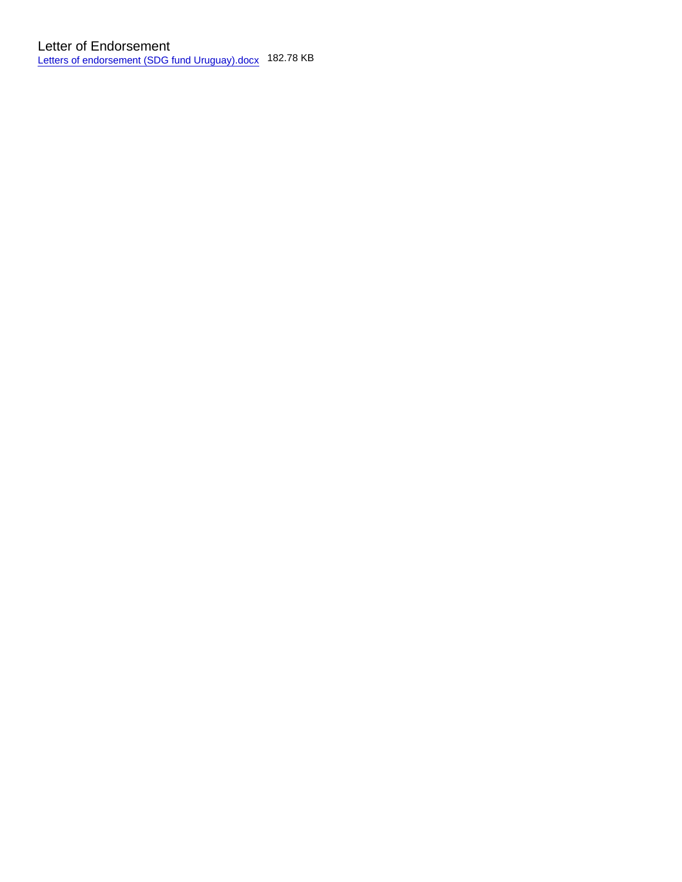Letter of Endorsement

Letters of endorsement (SDG fund Uruguay).docx 182.78 KB